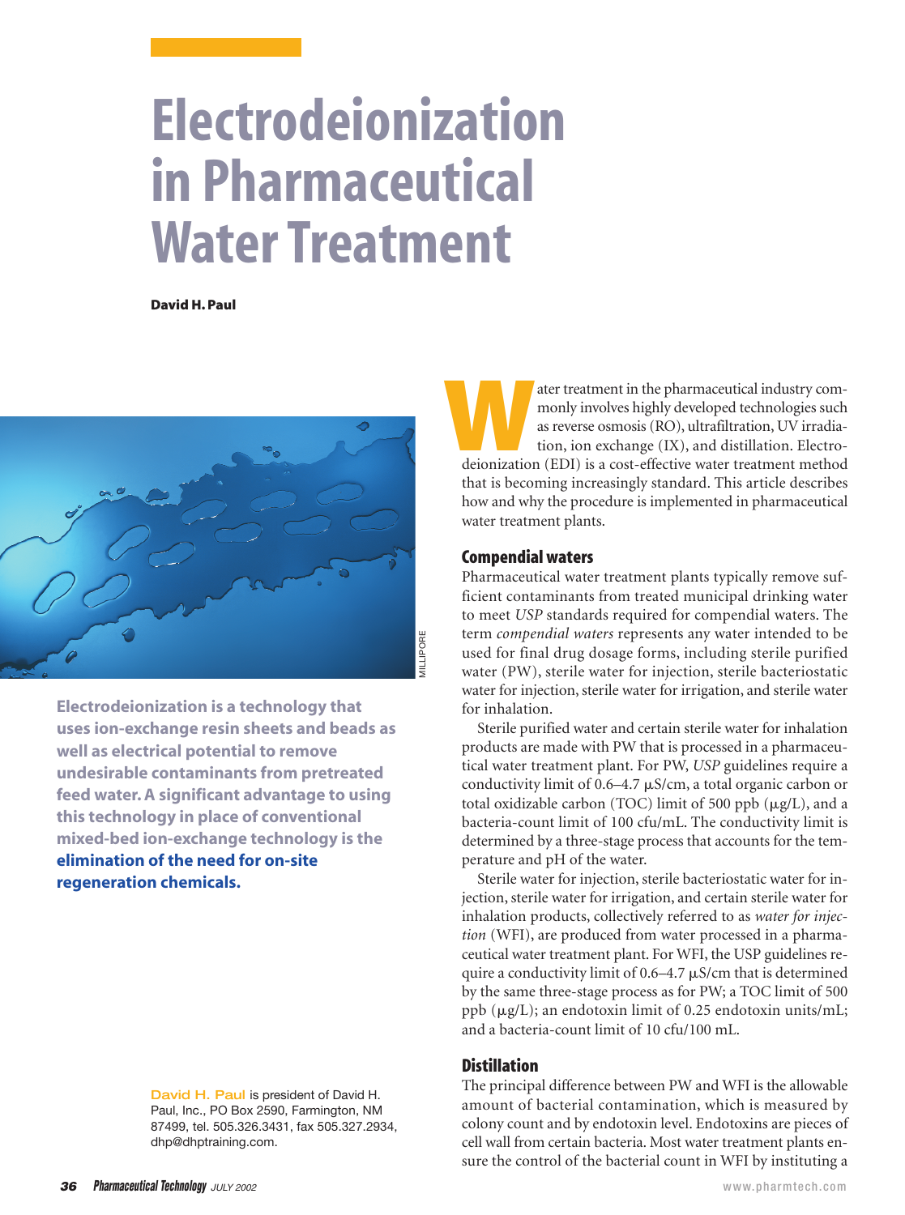# Electrodeionization in Pharmaceutical Water Treatment

**David H. Paul**

MILLIPORE

**Electrodeionization is a technology that uses ion-exchange resin sheets and beads as well as electrical potential to remove undesirable contaminants from pretreated feed water. A significant advantage to using this technology in place of conventional mixed-bed ion-exchange technology is the elimination of the need for on-site regeneration chemicals.**

David H. Paul is president of David H. Paul, Inc., PO Box 2590, Farmington, NM 87499, tel. 505.326.3431, fax 505.327.2934, dhp@dhptraining.com.

Water treatment in the pharmaceutical industry commonly involves highly developed technologies such as reverse osmosis (RO), ultrafiltration, UV irradiation, ion exchange (IX), and distillation. Electrodeionization (EDI) is a cost-effective water treatment method that is becoming increasingly standard. This article describes how and why the procedure is implemented in pharmaceutical water treatment plants.

## Compendial waters

Pharmaceutical water treatment plants typically remove sufficient contaminants from treated municipal drinking water to meet *USP* standards required for compendial waters. The term *compendial waters* represents any water intended to be used for final drug dosage forms, including sterile purified water (PW), sterile water for injection, sterile bacteriostatic water for injection, sterile water for irrigation, and sterile water for inhalation.

Sterile purified water and certain sterile water for inhalation products are made with PW that is processed in a pharmaceutical water treatment plant. For PW, *USP* guidelines require a conductivity limit of 0.6–4.7 μS/cm, a total organic carbon or total oxidizable carbon (TOC) limit of 500 ppb (μg/L), and a bacteria-count limit of 100 cfu/mL. The conductivity limit is determined by a three-stage process that accounts for the temperature and pH of the water.

Sterile water for injection, sterile bacteriostatic water for injection, sterile water for irrigation, and certain sterile water for inhalation products, collectively referred to as *water for injection* (WFI), are produced from water processed in a pharmaceutical water treatment plant. For WFI, the USP guidelines require a conductivity limit of 0.6–4.7 μS/cm that is determined by the same three-stage process as for PW; a TOC limit of 500 ppb (μg/L); an endotoxin limit of 0.25 endotoxin units/mL; and a bacteria-count limit of 10 cfu/100 mL.

## Distillation

The principal difference between PW and WFI is the allowable amount of bacterial contamination, which is measured by colony count and by endotoxin level. Endotoxins are pieces of cell wall from certain bacteria. Most water treatment plants ensure the control of the bacterial count in WFI by instituting a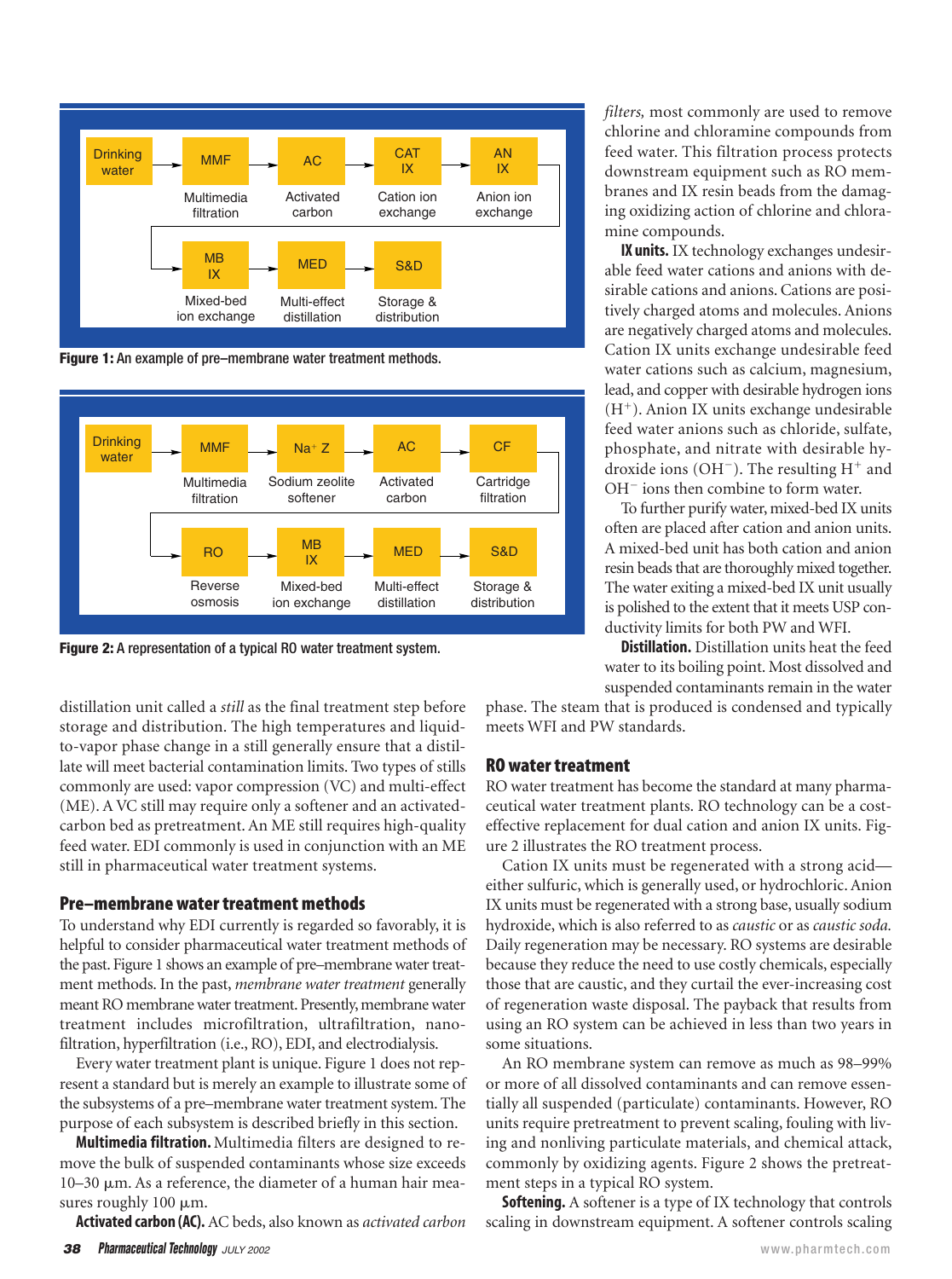Drinking water → MMF (Multimedia filtration) → AC (Activated carbon) → CAT IX (Cation ion exchange) → AN IX (Anion ion exchange)

MB IX (Mixed-bed ion exchange) → MED (Multi-effect distillation) → S&D (Storage & distribution)

**Figure 1:** An example of pre–membrane water treatment methods.

Drinking water → MMF (Multimedia filtration) → $Na^+$ Z (Sodium zeolite softener) → AC (Activated carbon) → CF (Cartridge filtration)

RO (Reverse osmosis) → MB IX (Mixed-bed ion exchange) → MED (Multi-effect distillation) → S&D (Storage & distribution)

**Figure 2:** A representation of a typical RO water treatment system.

distillation unit called a *still* as the final treatment step before storage and distribution. The high temperatures and liquid-to-vapor phase change in a still generally ensure that a distillate will meet bacterial contamination limits. Two types of stills commonly are used: vapor compression (VC) and multi-effect (ME). A VC still may require only a softener and an activated-carbon bed as pretreatment. An ME still requires high-quality feed water. EDI commonly is used in conjunction with an ME still in pharmaceutical water treatment systems.

## Pre–membrane water treatment methods

To understand why EDI currently is regarded so favorably, it is helpful to consider pharmaceutical water treatment methods of the past. Figure 1 shows an example of pre–membrane water treatment methods. In the past, *membrane water treatment* generally meant RO membrane water treatment. Presently, membrane water treatment includes microfiltration, ultrafiltration, nanofiltration, hyperfiltration (i.e., RO), EDI, and electrodialysis.

Every water treatment plant is unique. Figure 1 does not represent a standard but is merely an example to illustrate some of the subsystems of a pre–membrane water treatment system. The purpose of each subsystem is described briefly in this section.

**Multimedia filtration.** Multimedia filters are designed to remove the bulk of suspended contaminants whose size exceeds 10–30 μm. As a reference, the diameter of a human hair measures roughly 100 μm.

**Activated carbon (AC).** AC beds, also known as *activated carbon filters,* most commonly are used to remove chlorine and chloramine compounds from feed water. This filtration process protects downstream equipment such as RO membranes and IX resin beads from the damaging oxidizing action of chlorine and chloramine compounds.

**IX units.** IX technology exchanges undesirable feed water cations and anions with desirable cations and anions. Cations are positively charged atoms and molecules. Anions are negatively charged atoms and molecules. Cation IX units exchange undesirable feed water cations such as calcium, magnesium, lead, and copper with desirable hydrogen ions ($H^+$). Anion IX units exchange undesirable feed water anions such as chloride, sulfate, phosphate, and nitrate with desirable hydroxide ions ($OH^-$). The resulting $H^+$ and $OH^-$ ions then combine to form water.

To further purify water, mixed-bed IX units often are placed after cation and anion units. A mixed-bed unit has both cation and anion resin beads that are thoroughly mixed together. The water exiting a mixed-bed IX unit usually is polished to the extent that it meets USP conductivity limits for both PW and WFI.

**Distillation.** Distillation units heat the feed water to its boiling point. Most dissolved and suspended contaminants remain in the water phase. The steam that is produced is condensed and typically meets WFI and PW standards.

## RO water treatment

RO water treatment has become the standard at many pharmaceutical water treatment plants. RO technology can be a cost-effective replacement for dual cation and anion IX units. Figure 2 illustrates the RO treatment process.

Cation IX units must be regenerated with a strong acid—either sulfuric, which is generally used, or hydrochloric. Anion IX units must be regenerated with a strong base, usually sodium hydroxide, which is also referred to as *caustic* or as *caustic soda.* Daily regeneration may be necessary. RO systems are desirable because they reduce the need to use costly chemicals, especially those that are caustic, and they curtail the ever-increasing cost of regeneration waste disposal. The payback that results from using an RO system can be achieved in less than two years in some situations.

An RO membrane system can remove as much as 98–99% or more of all dissolved contaminants and can remove essentially all suspended (particulate) contaminants. However, RO units require pretreatment to prevent scaling, fouling with living and nonliving particulate materials, and chemical attack, commonly by oxidizing agents. Figure 2 shows the pretreatment steps in a typical RO system.

**Softening.** A softener is a type of IX technology that controls scaling in downstream equipment. A softener controls scaling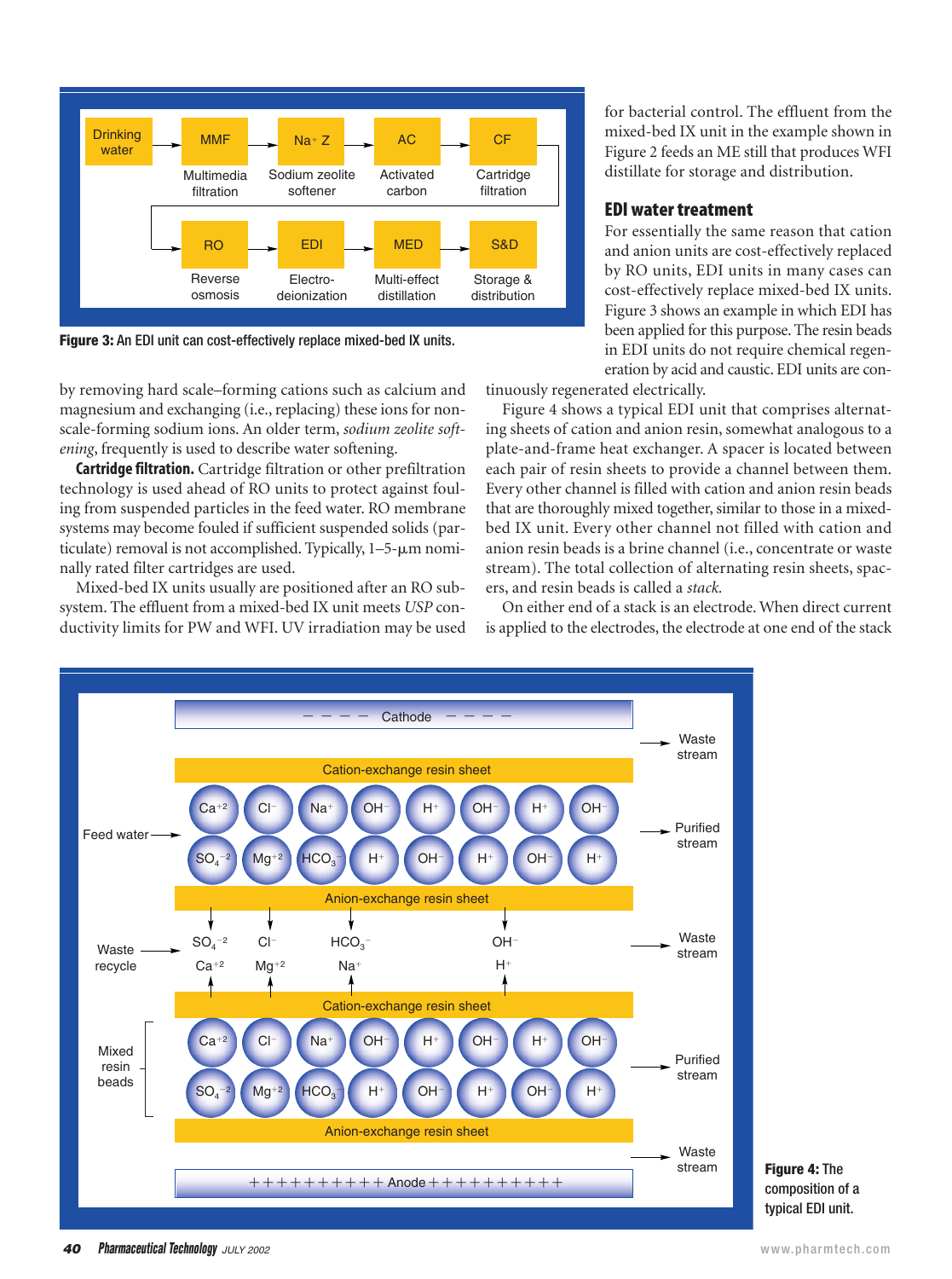Figure 3: An EDI unit can cost-effectively replace mixed-bed IX units.

by removing hard scale–forming cations such as calcium and magnesium and exchanging (i.e., replacing) these ions for non-scale-forming sodium ions. An older term, *sodium zeolite softening*, frequently is used to describe water softening.

**Cartridge filtration.** Cartridge filtration or other prefiltration technology is used ahead of RO units to protect against fouling from suspended particles in the feed water. RO membrane systems may become fouled if sufficient suspended solids (particulate) removal is not accomplished. Typically, 1–5-μm nominally rated filter cartridges are used.

Mixed-bed IX units usually are positioned after an RO subsystem. The effluent from a mixed-bed IX unit meets *USP* conductivity limits for PW and WFI. UV irradiation may be used for bacterial control. The effluent from the mixed-bed IX unit in the example shown in Figure 2 feeds an ME still that produces WFI distillate for storage and distribution.

## EDI water treatment

For essentially the same reason that cation and anion units are cost-effectively replaced by RO units, EDI units in many cases can cost-effectively replace mixed-bed IX units. Figure 3 shows an example in which EDI has been applied for this purpose. The resin beads in EDI units do not require chemical regeneration by acid and caustic. EDI units are continuously regenerated electrically.

Figure 4 shows a typical EDI unit that comprises alternating sheets of cation and anion resin, somewhat analogous to a plate-and-frame heat exchanger. A spacer is located between each pair of resin sheets to provide a channel between them. Every other channel is filled with cation and anion resin beads that are thoroughly mixed together, similar to those in a mixed-bed IX unit. Every other channel not filled with cation and anion resin beads is a brine channel (i.e., concentrate or waste stream). The total collection of alternating resin sheets, spacers, and resin beads is called a *stack.*

On either end of a stack is an electrode. When direct current is applied to the electrodes, the electrode at one end of the stack

Figure 4: The composition of a typical EDI unit.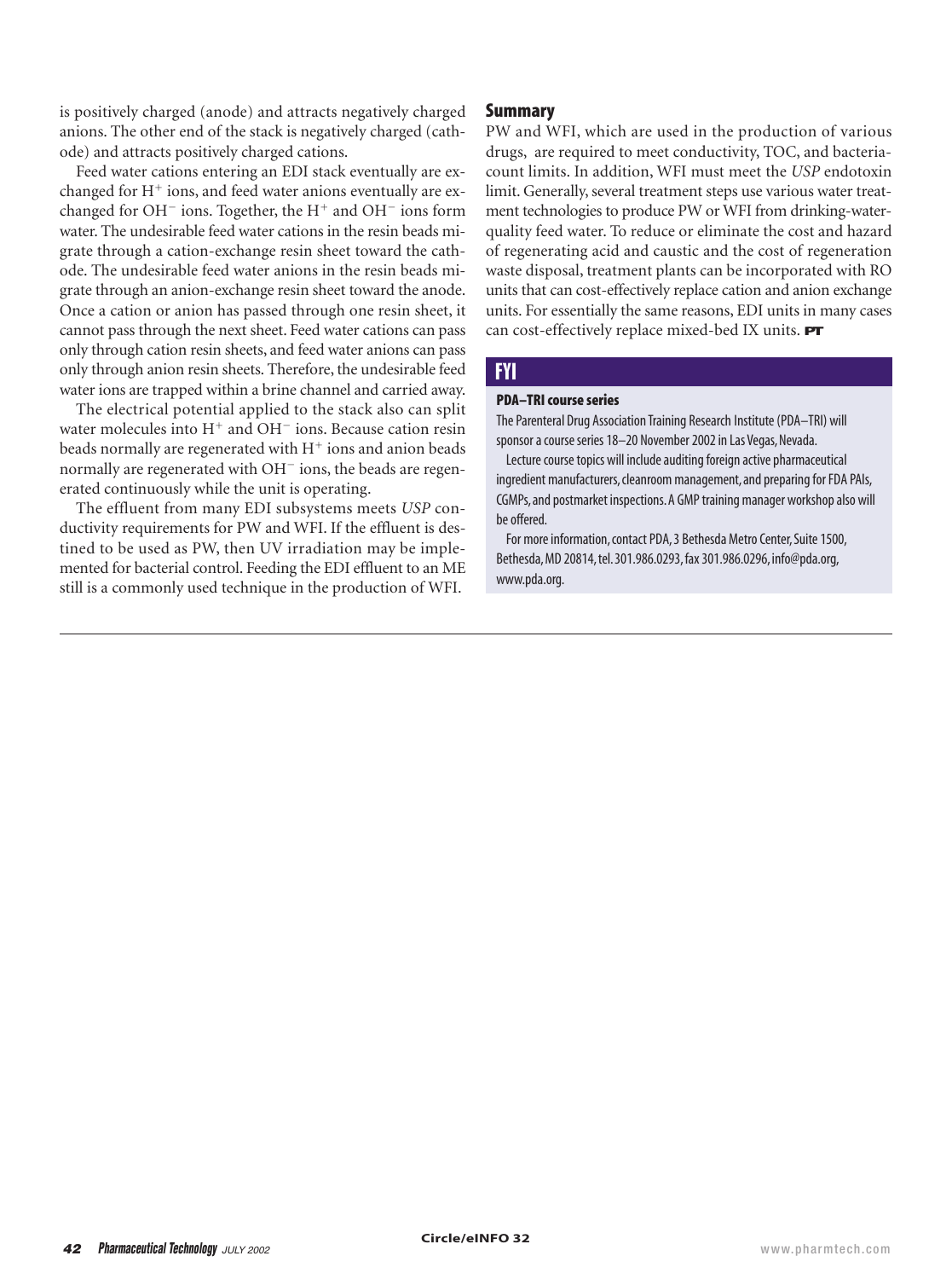is positively charged (anode) and attracts negatively charged anions. The other end of the stack is negatively charged (cathode) and attracts positively charged cations.

Feed water cations entering an EDI stack eventually are exchanged for $H^+$ ions, and feed water anions eventually are exchanged for $OH^-$ ions. Together, the $H^+$ and $OH^-$ ions form water. The undesirable feed water cations in the resin beads migrate through a cation-exchange resin sheet toward the cathode. The undesirable feed water anions in the resin beads migrate through an anion-exchange resin sheet toward the anode. Once a cation or anion has passed through one resin sheet, it cannot pass through the next sheet. Feed water cations can pass only through cation resin sheets, and feed water anions can pass only through anion resin sheets. Therefore, the undesirable feed water ions are trapped within a brine channel and carried away.

The electrical potential applied to the stack also can split water molecules into $H^+$ and $OH^-$ ions. Because cation resin beads normally are regenerated with $H^+$ ions and anion beads normally are regenerated with $OH^-$ ions, the beads are regenerated continuously while the unit is operating.

The effluent from many EDI subsystems meets *USP* conductivity requirements for PW and WFI. If the effluent is destined to be used as PW, then UV irradiation may be implemented for bacterial control. Feeding the EDI effluent to an ME still is a commonly used technique in the production of WFI.

## Summary

PW and WFI, which are used in the production of various drugs, are required to meet conductivity, TOC, and bacteria-count limits. In addition, WFI must meet the *USP* endotoxin limit. Generally, several treatment steps use various water treatment technologies to produce PW or WFI from drinking-water-quality feed water. To reduce or eliminate the cost and hazard of regenerating acid and caustic and the cost of regeneration waste disposal, treatment plants can be incorporated with RO units that can cost-effectively replace cation and anion exchange units. For essentially the same reasons, EDI units in many cases can cost-effectively replace mixed-bed IX units. **PT**

## FYI

**PDA–TRI course series**

The Parenteral Drug Association Training Research Institute (PDA–TRI) will sponsor a course series 18–20 November 2002 in Las Vegas, Nevada.

Lecture course topics will include auditing foreign active pharmaceutical ingredient manufacturers, cleanroom management, and preparing for FDA PAIs, CGMPs, and postmarket inspections. A GMP training manager workshop also will be offered.

For more information, contact PDA, 3 Bethesda Metro Center, Suite 1500, Bethesda, MD 20814, tel. 301.986.0293, fax 301.986.0296, info@pda.org, www.pda.org.

Circle/eINFO 32